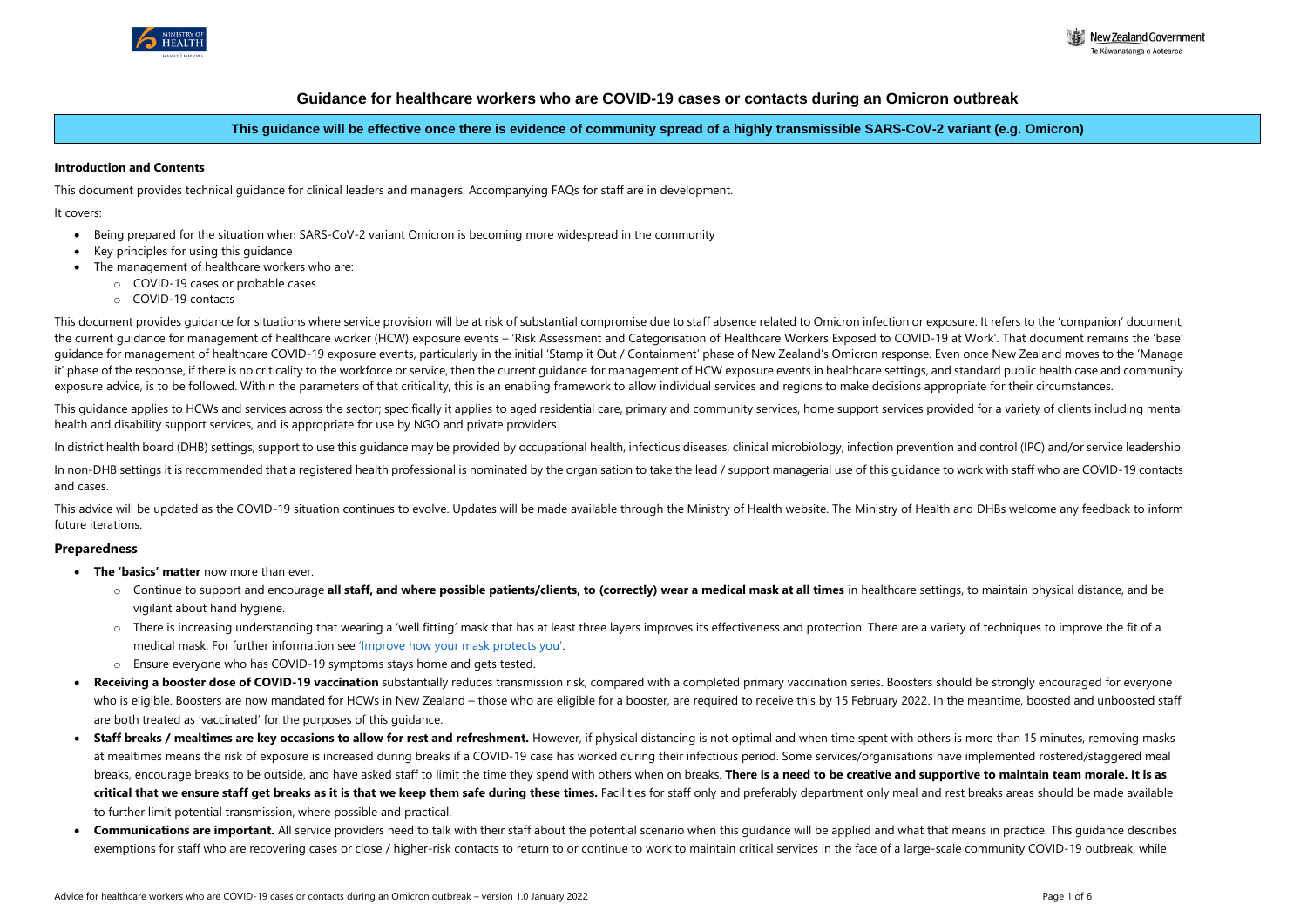# Guidance for healthcare workers who are COVID-19 cases or contacts during an Omicron outbreak

**This guidance will be effective once there is evidence of community spread of a highly transmissible SARS-CoV-2 variant (e.g. Omicron)**

**Introduction and Contents**

This document provides technical guidance for clinical leaders and managers. Accompanying FAQs for staff are in development.

It covers:

- Being prepared for the situation when SARS-CoV-2 variant Omicron is becoming more widespread in the community
- Key principles for using this guidance
- The management of healthcare workers who are:
  - COVID-19 cases or probable cases
  - COVID-19 contacts

This document provides guidance for situations where service provision will be at risk of substantial compromise due to staff absence related to Omicron infection or exposure. It refers to the 'companion' document, the current guidance for management of healthcare worker (HCW) exposure events – 'Risk Assessment and Categorisation of Healthcare Workers Exposed to COVID-19 at Work'. That document remains the 'base' guidance for management of healthcare COVID-19 exposure events, particularly in the initial 'Stamp it Out / Containment' phase of New Zealand's Omicron response. Even once New Zealand moves to the 'Manage it' phase of the response, if there is no criticality to the workforce or service, then the current guidance for management of HCW exposure events in healthcare settings, and standard public health case and community exposure advice, is to be followed. Within the parameters of that criticality, this is an enabling framework to allow individual services and regions to make decisions appropriate for their circumstances.

This guidance applies to HCWs and services across the sector; specifically it applies to aged residential care, primary and community services, home support services provided for a variety of clients including mental health and disability support services, and is appropriate for use by NGO and private providers.

In district health board (DHB) settings, support to use this guidance may be provided by occupational health, infectious diseases, clinical microbiology, infection prevention and control (IPC) and/or service leadership.

In non-DHB settings it is recommended that a registered health professional is nominated by the organisation to take the lead / support managerial use of this guidance to work with staff who are COVID-19 contacts and cases.

This advice will be updated as the COVID-19 situation continues to evolve. Updates will be made available through the Ministry of Health website. The Ministry of Health and DHBs welcome any feedback to inform future iterations.

## Preparedness

- **The 'basics' matter** now more than ever.
  - Continue to support and encourage **all staff, and where possible patients/clients, to (correctly) wear a medical mask at all times** in healthcare settings, to maintain physical distance, and be vigilant about hand hygiene.
  - There is increasing understanding that wearing a 'well fitting' mask that has at least three layers improves its effectiveness and protection. There are a variety of techniques to improve the fit of a medical mask. For further information see 'Improve how your mask protects you'.
  - Ensure everyone who has COVID-19 symptoms stays home and gets tested.
- **Receiving a booster dose of COVID-19 vaccination** substantially reduces transmission risk, compared with a completed primary vaccination series. Boosters should be strongly encouraged for everyone who is eligible. Boosters are now mandated for HCWs in New Zealand – those who are eligible for a booster, are required to receive this by 15 February 2022. In the meantime, boosted and unboosted staff are both treated as 'vaccinated' for the purposes of this guidance.
- **Staff breaks / mealtimes are key occasions to allow for rest and refreshment.** However, if physical distancing is not optimal and when time spent with others is more than 15 minutes, removing masks at mealtimes means the risk of exposure is increased during breaks if a COVID-19 case has worked during their infectious period. Some services/organisations have implemented rostered/staggered meal breaks, encourage breaks to be outside, and have asked staff to limit the time they spend with others when on breaks. **There is a need to be creative and supportive to maintain team morale. It is as critical that we ensure staff get breaks as it is that we keep them safe during these times.** Facilities for staff only and preferably department only meal and rest breaks areas should be made available to further limit potential transmission, where possible and practical.
- **Communications are important.** All service providers need to talk with their staff about the potential scenario when this guidance will be applied and what that means in practice. This guidance describes exemptions for staff who are recovering cases or close / higher-risk contacts to return to or continue to work to maintain critical services in the face of a large-scale community COVID-19 outbreak, while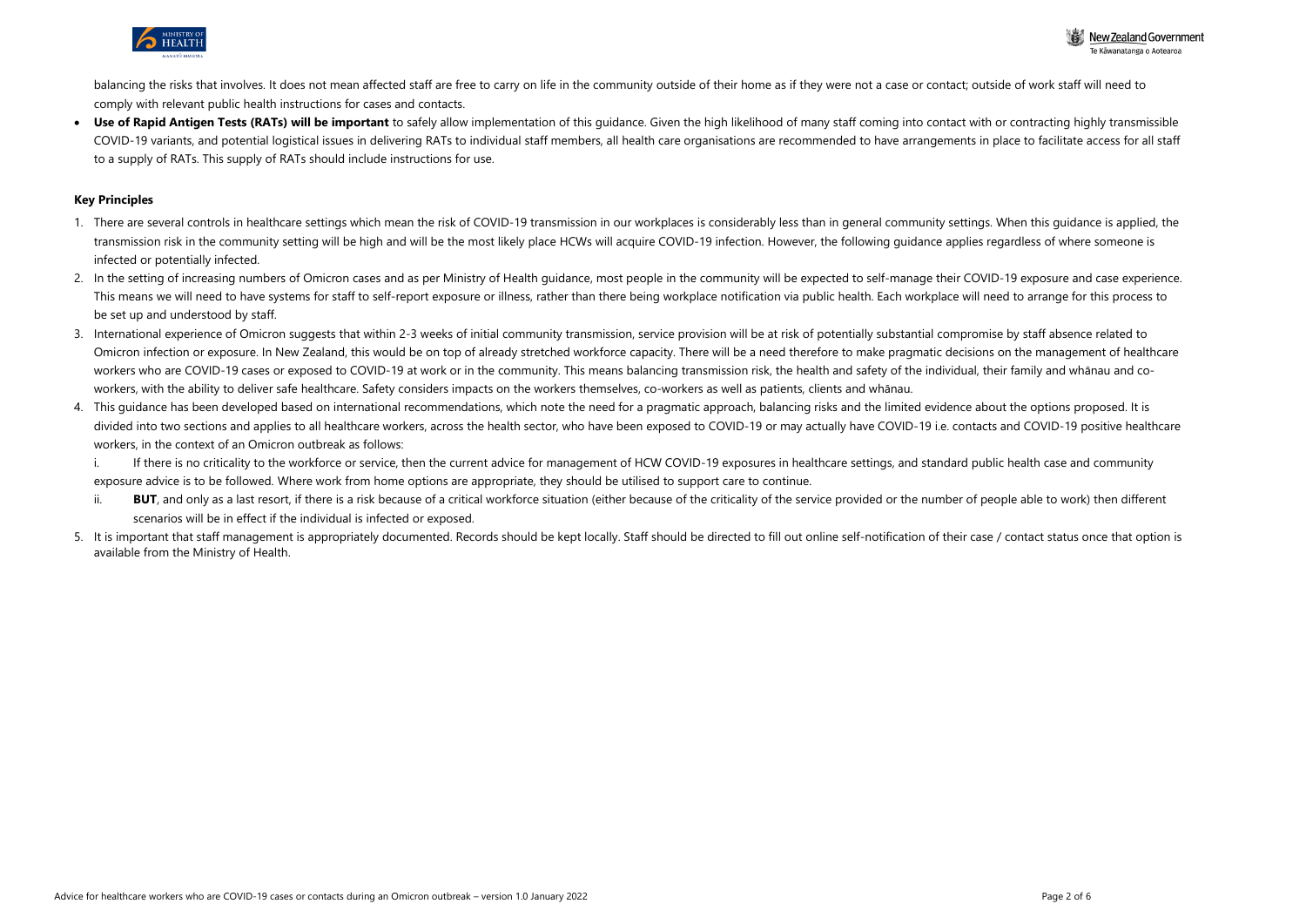balancing the risks that involves. It does not mean affected staff are free to carry on life in the community outside of their home as if they were not a case or contact; outside of work staff will need to comply with relevant public health instructions for cases and contacts.

- **Use of Rapid Antigen Tests (RATs) will be important** to safely allow implementation of this guidance. Given the high likelihood of many staff coming into contact with or contracting highly transmissible COVID-19 variants, and potential logistical issues in delivering RATs to individual staff members, all health care organisations are recommended to have arrangements in place to facilitate access for all staff to a supply of RATs. This supply of RATs should include instructions for use.

**Key Principles**

1. There are several controls in healthcare settings which mean the risk of COVID-19 transmission in our workplaces is considerably less than in general community settings. When this guidance is applied, the transmission risk in the community setting will be high and will be the most likely place HCWs will acquire COVID-19 infection. However, the following guidance applies regardless of where someone is infected or potentially infected.
2. In the setting of increasing numbers of Omicron cases and as per Ministry of Health guidance, most people in the community will be expected to self-manage their COVID-19 exposure and case experience. This means we will need to have systems for staff to self-report exposure or illness, rather than there being workplace notification via public health. Each workplace will need to arrange for this process to be set up and understood by staff.
3. International experience of Omicron suggests that within 2-3 weeks of initial community transmission, service provision will be at risk of potentially substantial compromise by staff absence related to Omicron infection or exposure. In New Zealand, this would be on top of already stretched workforce capacity. There will be a need therefore to make pragmatic decisions on the management of healthcare workers who are COVID-19 cases or exposed to COVID-19 at work or in the community. This means balancing transmission risk, the health and safety of the individual, their family and whānau and co-workers, with the ability to deliver safe healthcare. Safety considers impacts on the workers themselves, co-workers as well as patients, clients and whānau.
4. This guidance has been developed based on international recommendations, which note the need for a pragmatic approach, balancing risks and the limited evidence about the options proposed. It is divided into two sections and applies to all healthcare workers, across the health sector, who have been exposed to COVID-19 or may actually have COVID-19 i.e. contacts and COVID-19 positive healthcare workers, in the context of an Omicron outbreak as follows:

   i. If there is no criticality to the workforce or service, then the current advice for management of HCW COVID-19 exposures in healthcare settings, and standard public health case and community exposure advice is to be followed. Where work from home options are appropriate, they should be utilised to support care to continue.

   ii. **BUT**, and only as a last resort, if there is a risk because of a critical workforce situation (either because of the criticality of the service provided or the number of people able to work) then different scenarios will be in effect if the individual is infected or exposed.
5. It is important that staff management is appropriately documented. Records should be kept locally. Staff should be directed to fill out online self-notification of their case / contact status once that option is available from the Ministry of Health.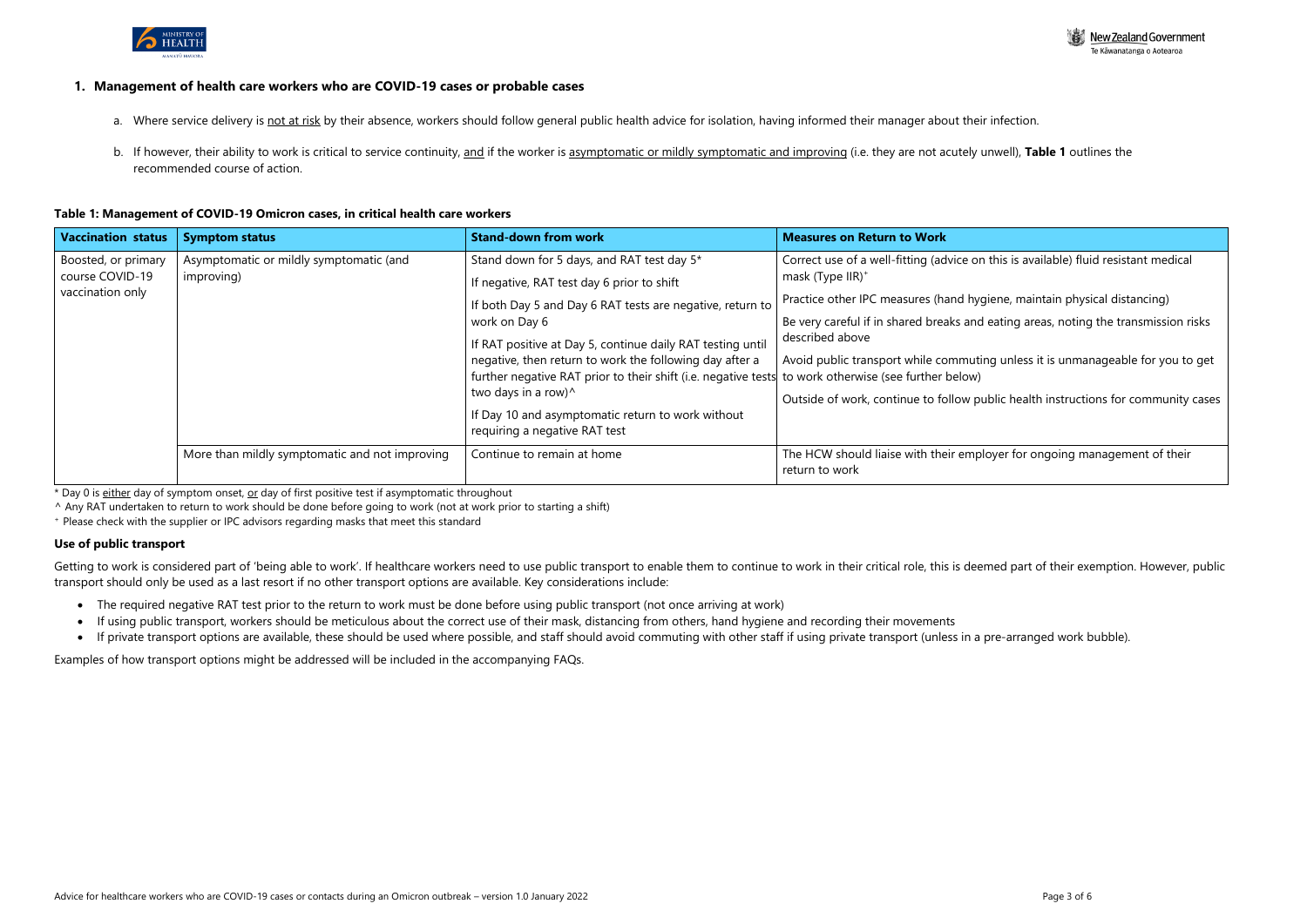## 1. Management of health care workers who are COVID-19 cases or probable cases

a. Where service delivery is not at risk by their absence, workers should follow general public health advice for isolation, having informed their manager about their infection.

b. If however, their ability to work is critical to service continuity, and if the worker is asymptomatic or mildly symptomatic and improving (i.e. they are not acutely unwell), **Table 1** outlines the recommended course of action.

**Table 1: Management of COVID-19 Omicron cases, in critical health care workers**

| Vaccination status | Symptom status | Stand-down from work | Measures on Return to Work |
|---|---|---|---|
| Boosted, or primary course COVID-19 vaccination only | Asymptomatic or mildly symptomatic (and improving) | Stand down for 5 days, and RAT test day 5*<br><br>If negative, RAT test day 6 prior to shift<br><br>If both Day 5 and Day 6 RAT tests are negative, return to work on Day 6<br><br>If RAT positive at Day 5, continue daily RAT testing until negative, then return to work the following day after a further negative RAT prior to their shift (i.e. negative tests two days in a row)^<br><br>If Day 10 and asymptomatic return to work without requiring a negative RAT test | Correct use of a well-fitting (advice on this is available) fluid resistant medical mask (Type IIR)[+]<br><br>Practice other IPC measures (hand hygiene, maintain physical distancing)<br><br>Be very careful if in shared breaks and eating areas, noting the transmission risks described above<br><br>Avoid public transport while commuting unless it is unmanageable for you to get to work otherwise (see further below)<br><br>Outside of work, continue to follow public health instructions for community cases |
| | More than mildly symptomatic and not improving | Continue to remain at home | The HCW should liaise with their employer for ongoing management of their return to work |

\* Day 0 is either day of symptom onset, or day of first positive test if asymptomatic throughout

^ Any RAT undertaken to return to work should be done before going to work (not at work prior to starting a shift)

[+] Please check with the supplier or IPC advisors regarding masks that meet this standard

### Use of public transport

Getting to work is considered part of 'being able to work'. If healthcare workers need to use public transport to enable them to continue to work in their critical role, this is deemed part of their exemption. However, public transport should only be used as a last resort if no other transport options are available. Key considerations include:

- The required negative RAT test prior to the return to work must be done before using public transport (not once arriving at work)
- If using public transport, workers should be meticulous about the correct use of their mask, distancing from others, hand hygiene and recording their movements
- If private transport options are available, these should be used where possible, and staff should avoid commuting with other staff if using private transport (unless in a pre-arranged work bubble).

Examples of how transport options might be addressed will be included in the accompanying FAQs.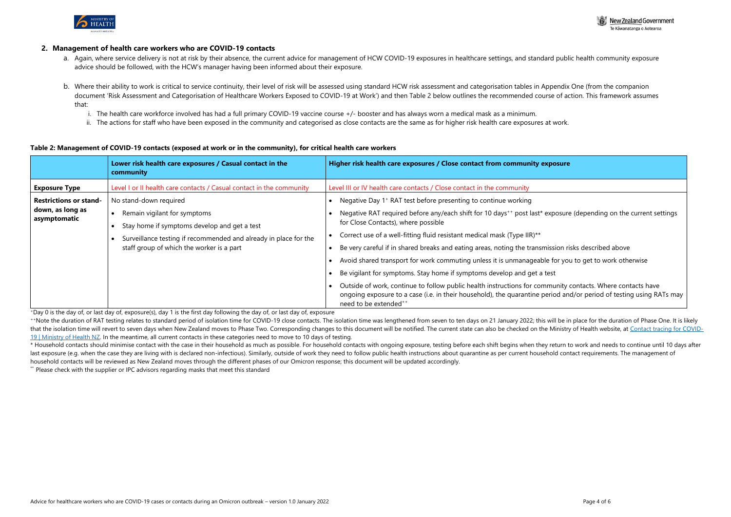## 2. Management of health care workers who are COVID-19 contacts

a. Again, where service delivery is not at risk by their absence, the current advice for management of HCW COVID-19 exposures in healthcare settings, and standard public health community exposure advice should be followed, with the HCW's manager having been informed about their exposure.

b. Where their ability to work is critical to service continuity, their level of risk will be assessed using standard HCW risk assessment and categorisation tables in Appendix One (from the companion document 'Risk Assessment and Categorisation of Healthcare Workers Exposed to COVID-19 at Work') and then Table 2 below outlines the recommended course of action. This framework assumes that:

   i. The health care workforce involved has had a full primary COVID-19 vaccine course +/- booster and has always worn a medical mask as a minimum.

   ii. The actions for staff who have been exposed in the community and categorised as close contacts are the same as for higher risk health care exposures at work.

**Table 2: Management of COVID-19 contacts (exposed at work or in the community), for critical health care workers**

| | **Lower risk health care exposures / Casual contact in the community** | **Higher risk health care exposures / Close contact from community exposure** |
|---|---|---|
| **Exposure Type** | Level I or II health care contacts / Casual contact in the community | Level III or IV health care contacts / Close contact in the community |
| **Restrictions or stand-down, as long as asymptomatic** | No stand-down required<br>• Remain vigilant for symptoms<br>• Stay home if symptoms develop and get a test<br>• Surveillance testing if recommended and already in place for the staff group of which the worker is a part | • Negative Day 1[+] RAT test before presenting to continue working<br>• Negative RAT required before any/each shift for 10 days[++] post last* exposure (depending on the current settings for Close Contacts), where possible<br>• Correct use of a well-fitting fluid resistant medical mask (Type IIR)**<br>• Be very careful if in shared breaks and eating areas, noting the transmission risks described above<br>• Avoid shared transport for work commuting unless it is unmanageable for you to get to work otherwise<br>• Be vigilant for symptoms. Stay home if symptoms develop and get a test<br>• Outside of work, continue to follow public health instructions for community contacts. Where contacts have ongoing exposure to a case (i.e. in their household), the quarantine period and/or period of testing using RATs may need to be extended[++] |

[+]Day 0 is the day of, or last day of, exposure(s), day 1 is the first day following the day of, or last day of, exposure

[++]Note the duration of RAT testing relates to standard period of isolation time for COVID-19 close contacts. The isolation time was lengthened from seven to ten days on 21 January 2022; this will be in place for the duration of Phase One. It is likely that the isolation time will revert to seven days when New Zealand moves to Phase Two. Corresponding changes to this document will be notified. The current state can also be checked on the Ministry of Health website, at Contact tracing for COVID-19 | Ministry of Health NZ. In the meantime, all current contacts in these categories need to move to 10 days of testing.

\* Household contacts should minimise contact with the case in their household as much as possible. For household contacts with ongoing exposure, testing before each shift begins when they return to work and needs to continue until 10 days after last exposure (e.g. when the case they are living with is declared non-infectious). Similarly, outside of work they need to follow public health instructions about quarantine as per current household contact requirements. The management of household contacts will be reviewed as New Zealand moves through the different phases of our Omicron response; this document will be updated accordingly.

** Please check with the supplier or IPC advisors regarding masks that meet this standard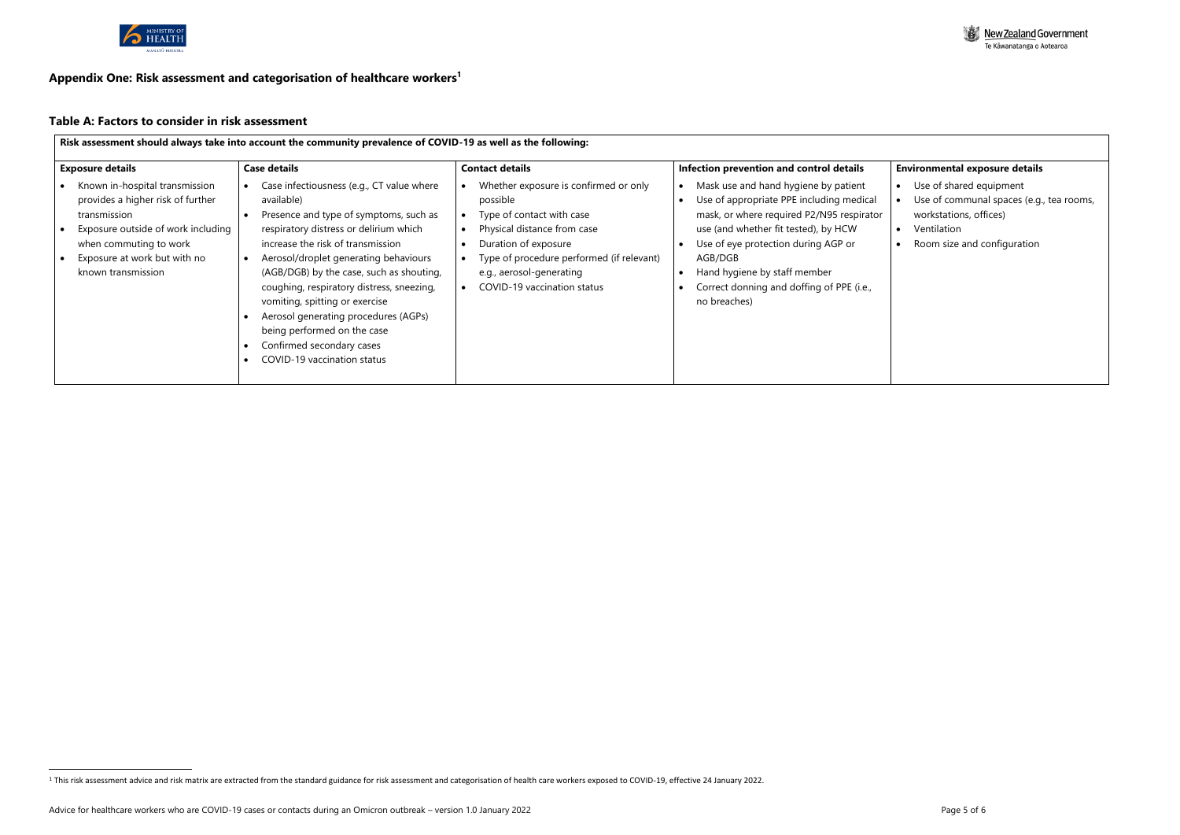## Appendix One: Risk assessment and categorisation of healthcare workers[1]

### Table A: Factors to consider in risk assessment

| Risk assessment should always take into account the community prevalence of COVID-19 as well as the following: | | | | |
|---|---|---|---|---|
| **Exposure details** | **Case details** | **Contact details** | **Infection prevention and control details** | **Environmental exposure details** |
| • Known in-hospital transmission provides a higher risk of further transmission<br>• Exposure outside of work including when commuting to work<br>• Exposure at work but with no known transmission | • Case infectiousness (e.g., CT value where available)<br>• Presence and type of symptoms, such as respiratory distress or delirium which increase the risk of transmission<br>• Aerosol/droplet generating behaviours (AGB/DGB) by the case, such as shouting, coughing, respiratory distress, sneezing, vomiting, spitting or exercise<br>• Aerosol generating procedures (AGPs) being performed on the case<br>• Confirmed secondary cases<br>• COVID-19 vaccination status | • Whether exposure is confirmed or only possible<br>• Type of contact with case<br>• Physical distance from case<br>• Duration of exposure<br>• Type of procedure performed (if relevant) e.g., aerosol-generating<br>• COVID-19 vaccination status | • Mask use and hand hygiene by patient<br>• Use of appropriate PPE including medical mask, or where required P2/N95 respirator use (and whether fit tested), by HCW<br>• Use of eye protection during AGP or AGB/DGB<br>• Hand hygiene by staff member<br>• Correct donning and doffing of PPE (i.e., no breaches) | • Use of shared equipment<br>• Use of communal spaces (e.g., tea rooms, workstations, offices)<br>• Ventilation<br>• Room size and configuration |

[1] This risk assessment advice and risk matrix are extracted from the standard guidance for risk assessment and categorisation of health care workers exposed to COVID-19, effective 24 January 2022.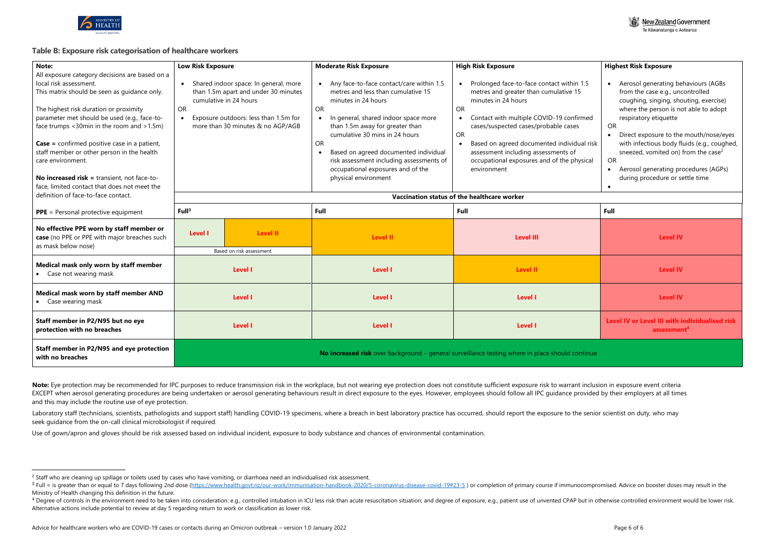## Table B: Exposure risk categorisation of healthcare workers

| Note: All exposure category decisions are based on a local risk assessment. This matrix should be seen as guidance only. The highest risk duration or proximity parameter met should be used (e.g., face-to-face trumps <30min in the room and >1.5m) **Case** = confirmed positive case in a patient, staff member or other person in the health care environment. **No increased risk** = transient, not face-to-face, limited contact that does not meet the definition of face-to-face contact. | **Low Risk Exposure** • Shared indoor space: In general, more than 1.5m apart and under 30 minutes cumulative in 24 hours OR • Exposure outdoors: less than 1.5m for more than 30 minutes & no AGP/AGB | | **Moderate Risk Exposure** • Any face-to-face contact/care within 1.5 metres and less than cumulative 15 minutes in 24 hours OR • In general, shared indoor space more than 1.5m away for greater than cumulative 30 mins in 24 hours OR • Based on agreed documented individual risk assessment including assessments of occupational exposures and of the physical environment | **High Risk Exposure** • Prolonged face-to-face contact within 1.5 metres and greater than cumulative 15 minutes in 24 hours OR • Contact with multiple COVID-19 confirmed cases/suspected cases/probable cases OR • Based on agreed documented individual risk assessment including assessments of occupational exposures and of the physical environment | **Highest Risk Exposure** • Aerosol generating behaviours (AGBs from the case e.g., uncontrolled coughing, singing, shouting, exercise) where the person is not able to adopt respiratory etiquette OR • Direct exposure to the mouth/nose/eyes with infectious body fluids (e.g., coughed, sneezed, vomited on) from the case[2] OR • Aerosol generating procedures (AGPs) during procedure or settle time • |
|---|---|---|---|---|---|
| | **Vaccination status of the healthcare worker** | | | | |
| **PPE** = Personal protective equipment | **Full[3]** | | **Full** | **Full** | **Full** |
| **No effective PPE worn by staff member or case** (no PPE or PPE with major breaches such as mask below nose) | **Level I** | **Level II** Based on risk assessment | **Level II** | **Level III** | **Level IV** |
| **Medical mask only worn by staff member** • Case not wearing mask | **Level I** | | **Level I** | **Level II** | **Level IV** |
| **Medical mask worn by staff member AND** • Case wearing mask | **Level I** | | **Level I** | **Level I** | **Level IV** |
| **Staff member in P2/N95 but no eye protection with no breaches** | **Level I** | | **Level I** | **Level I** | **Level IV or Level III with individualised risk assessment[4]** |
| **Staff member in P2/N95 and eye protection with no breaches** | **No increased risk** over background – general surveillance testing where in place should continue | | | | |

**Note:** Eye protection may be recommended for IPC purposes to reduce transmission risk in the workplace, but not wearing eye protection does not constitute sufficient exposure risk to warrant inclusion in exposure event criteria EXCEPT when aerosol generating procedures are being undertaken or aerosol generating behaviours result in direct exposure to the eyes. However, employees should follow all IPC guidance provided by their employers at all times and this may include the routine use of eye protection.

Laboratory staff (technicians, scientists, pathologists and support staff) handling COVID-19 specimens, where a breach in best laboratory practice has occurred, should report the exposure to the senior scientist on duty, who may seek guidance from the on-call clinical microbiologist if required.

Use of gown/apron and gloves should be risk assessed based on individual incident, exposure to body substance and chances of environmental contamination.

---

[2] Staff who are cleaning up spillage or toilets used by cases who have vomiting, or diarrhoea need an individualised risk assessment.

[3] Full = is greater than or equal to 7 days following 2nd dose (https://www.health.govt.nz/our-work/immunisation-handbook-2020/5-coronavirus-disease-covid-19#23-5 ) or completion of primary course if immunocompromised. Advice on booster doses may result in the Ministry of Health changing this definition in the future.

[4] Degree of controls in the environment need to be taken into consideration: e.g., controlled intubation in ICU less risk than acute resuscitation situation; and degree of exposure, e.g., patient use of unvented CPAP but in otherwise controlled environment would be lower risk. Alternative actions include potential to review at day 5 regarding return to work or classification as lower risk.